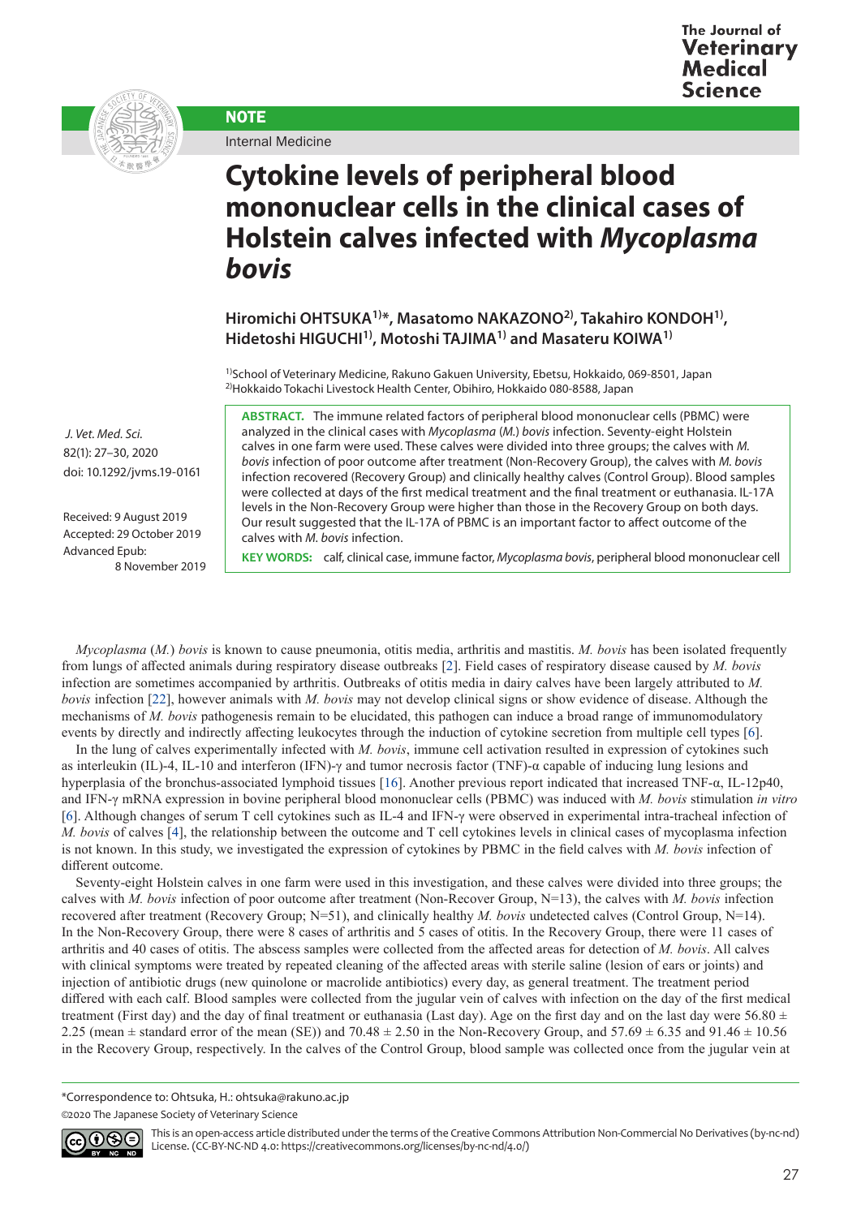NOTE

Internal Medicine

# Cytokine levels of peripheral blood mononuclear cells in the clinical cases of Holstein calves infected with *Mycoplasma bovis*

**Hiromichi OHTSUKA[1)]*, Masatomo NAKAZONO[2)], Takahiro KONDOH[1)], Hidetoshi HIGUCHI[1)], Motoshi TAJIMA[1)] and Masateru KOIWA[1)]**

[1)]School of Veterinary Medicine, Rakuno Gakuen University, Ebetsu, Hokkaido, 069-8501, Japan
[2)]Hokkaido Tokachi Livestock Health Center, Obihiro, Hokkaido 080-8588, Japan

*J. Vet. Med. Sci.*
82(1): 27–30, 2020
doi: 10.1292/jvms.19-0161

Received: 9 August 2019
Accepted: 29 October 2019
Advanced Epub:
8 November 2019

**ABSTRACT.** The immune related factors of peripheral blood mononuclear cells (PBMC) were analyzed in the clinical cases with *Mycoplasma* (*M.*) *bovis* infection. Seventy-eight Holstein calves in one farm were used. These calves were divided into three groups; the calves with *M. bovis* infection of poor outcome after treatment (Non-Recovery Group), the calves with *M. bovis* infection recovered (Recovery Group) and clinically healthy calves (Control Group). Blood samples were collected at days of the first medical treatment and the final treatment or euthanasia. IL-17A levels in the Non-Recovery Group were higher than those in the Recovery Group on both days. Our result suggested that the IL-17A of PBMC is an important factor to affect outcome of the calves with *M. bovis* infection.

**KEY WORDS:** calf, clinical case, immune factor, *Mycoplasma bovis*, peripheral blood mononuclear cell

*Mycoplasma* (*M.*) *bovis* is known to cause pneumonia, otitis media, arthritis and mastitis. *M. bovis* has been isolated frequently from lungs of affected animals during respiratory disease outbreaks [2]. Field cases of respiratory disease caused by *M. bovis* infection are sometimes accompanied by arthritis. Outbreaks of otitis media in dairy calves have been largely attributed to *M. bovis* infection [22], however animals with *M. bovis* may not develop clinical signs or show evidence of disease. Although the mechanisms of *M. bovis* pathogenesis remain to be elucidated, this pathogen can induce a broad range of immunomodulatory events by directly and indirectly affecting leukocytes through the induction of cytokine secretion from multiple cell types [6].

In the lung of calves experimentally infected with *M. bovis*, immune cell activation resulted in expression of cytokines such as interleukin (IL)-4, IL-10 and interferon (IFN)-γ and tumor necrosis factor (TNF)-α capable of inducing lung lesions and hyperplasia of the bronchus-associated lymphoid tissues [16]. Another previous report indicated that increased TNF-α, IL-12p40, and IFN-γ mRNA expression in bovine peripheral blood mononuclear cells (PBMC) was induced with *M. bovis* stimulation *in vitro* [6]. Although changes of serum T cell cytokines such as IL-4 and IFN-γ were observed in experimental intra-tracheal infection of *M. bovis* of calves [4], the relationship between the outcome and T cell cytokines levels in clinical cases of mycoplasma infection is not known. In this study, we investigated the expression of cytokines by PBMC in the field calves with *M. bovis* infection of different outcome.

Seventy-eight Holstein calves in one farm were used in this investigation, and these calves were divided into three groups; the calves with *M. bovis* infection of poor outcome after treatment (Non-Recover Group, N=13), the calves with *M. bovis* infection recovered after treatment (Recovery Group; N=51), and clinically healthy *M. bovis* undetected calves (Control Group, N=14). In the Non-Recovery Group, there were 8 cases of arthritis and 5 cases of otitis. In the Recovery Group, there were 11 cases of arthritis and 40 cases of otitis. The abscess samples were collected from the affected areas for detection of *M. bovis*. All calves with clinical symptoms were treated by repeated cleaning of the affected areas with sterile saline (lesion of ears or joints) and injection of antibiotic drugs (new quinolone or macrolide antibiotics) every day, as general treatment. The treatment period differed with each calf. Blood samples were collected from the jugular vein of calves with infection on the day of the first medical treatment (First day) and the day of final treatment or euthanasia (Last day). Age on the first day and on the last day were 56.80 ± 2.25 (mean ± standard error of the mean (SE)) and 70.48 ± 2.50 in the Non-Recovery Group, and 57.69 ± 6.35 and 91.46 ± 10.56 in the Recovery Group, respectively. In the calves of the Control Group, blood sample was collected once from the jugular vein at

*Correspondence to: Ohtsuka, H.: ohtsuka@rakuno.ac.jp

©2020 The Japanese Society of Veterinary Science

This is an open-access article distributed under the terms of the Creative Commons Attribution Non-Commercial No Derivatives (by-nc-nd) License. (CC-BY-NC-ND 4.0: https://creativecommons.org/licenses/by-nc-nd/4.0/)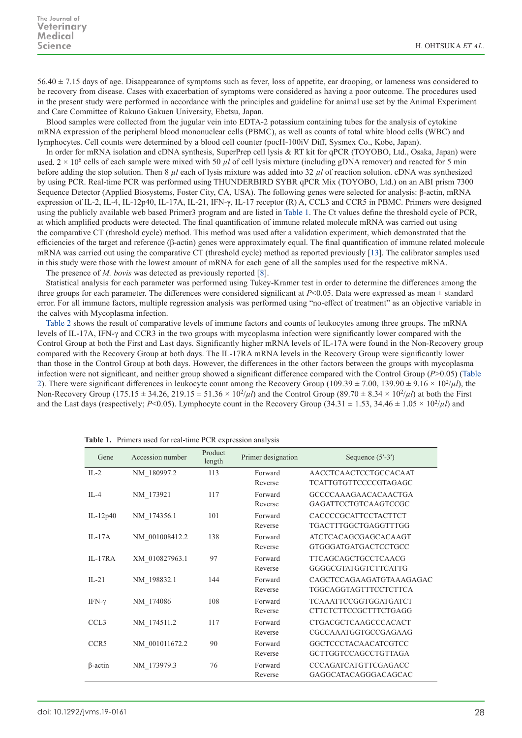56.40 ± 7.15 days of age. Disappearance of symptoms such as fever, loss of appetite, ear drooping, or lameness was considered to be recovery from disease. Cases with exacerbation of symptoms were considered as having a poor outcome. The procedures used in the present study were performed in accordance with the principles and guideline for animal use set by the Animal Experiment and Care Committee of Rakuno Gakuen University, Ebetsu, Japan.

Blood samples were collected from the jugular vein into EDTA-2 potassium containing tubes for the analysis of cytokine mRNA expression of the peripheral blood mononuclear cells (PBMC), as well as counts of total white blood cells (WBC) and lymphocytes. Cell counts were determined by a blood cell counter (pocH-100iV Diff, Sysmex Co., Kobe, Japan).

In order for mRNA isolation and cDNA synthesis, SuperPrep cell lysis & RT kit for qPCR (TOYOBO, Ltd., Osaka, Japan) were used. $2 \times 10^6$ cells of each sample were mixed with 50 *µl* of cell lysis mixture (including gDNA remover) and reacted for 5 min before adding the stop solution. Then 8 *µl* each of lysis mixture was added into 32 *µl* of reaction solution. cDNA was synthesized by using PCR. Real-time PCR was performed using THUNDERBIRD SYBR qPCR Mix (TOYOBO, Ltd.) on an ABI prism 7300 Sequence Detector (Applied Biosystems, Foster City, CA, USA). The following genes were selected for analysis: β-actin, mRNA expression of IL-2, IL-4, IL-12p40, IL-17A, IL-21, IFN-γ, IL-17 receptor (R) A, CCL3 and CCR5 in PBMC. Primers were designed using the publicly available web based Primer3 program and are listed in Table 1. The Ct values define the threshold cycle of PCR, at which amplified products were detected. The final quantification of immune related molecule mRNA was carried out using the comparative CT (threshold cycle) method. This method was used after a validation experiment, which demonstrated that the efficiencies of the target and reference (β-actin) genes were approximately equal. The final quantification of immune related molecule mRNA was carried out using the comparative CT (threshold cycle) method as reported previously [13]. The calibrator samples used in this study were those with the lowest amount of mRNA for each gene of all the samples used for the respective mRNA.

The presence of *M. bovis* was detected as previously reported [8].

Statistical analysis for each parameter was performed using Tukey-Kramer test in order to determine the differences among the three groups for each parameter. The differences were considered significant at $P<0.05$. Data were expressed as mean ± standard error. For all immune factors, multiple regression analysis was performed using "no-effect of treatment" as an objective variable in the calves with Mycoplasma infection.

Table 2 shows the result of comparative levels of immune factors and counts of leukocytes among three groups. The mRNA levels of IL-17A, IFN-γ and CCR3 in the two groups with mycoplasma infection were significantly lower compared with the Control Group at both the First and Last days. Significantly higher mRNA levels of IL-17A were found in the Non-Recovery group compared with the Recovery Group at both days. The IL-17RA mRNA levels in the Recovery Group were significantly lower than those in the Control Group at both days. However, the differences in the other factors between the groups with mycoplasma infection were not significant, and neither group showed a significant difference compared with the Control Group ($P>0.05$) (Table 2). There were significant differences in leukocyte count among the Recovery Group (109.39 ± 7.00, 139.90 ± 9.16 × $10^2/\mu l$), the Non-Recovery Group (175.15 ± 34.26, 219.15 ± 51.36 × $10^2/\mu l$) and the Control Group (89.70 ± 8.34 × $10^2/\mu l$) at both the First and the Last days (respectively; $P<0.05$). Lymphocyte count in the Recovery Group (34.31 ± 1.53, 34.46 ± 1.05 × $10^2/\mu l$) and

**Table 1.** Primers used for real-time PCR expression analysis

| Gene | Accession number | Product length | Primer designation | Sequence (5′-3′) |
|---|---|---|---|---|
| IL-2 | NM_180997.2 | 113 | Forward | AACCTCAACTCCTGCCACAAT |
| | | | Reverse | TCATTGTGTTCCCCGTAGAGC |
| IL-4 | NM_173921 | 117 | Forward | GCCCCAAAGAACACAACTGA |
| | | | Reverse | GAGATTCCTGTCAAGTCCGC |
| IL-12p40 | NM_174356.1 | 101 | Forward | CACCCCGCATTCCTACTTCT |
| | | | Reverse | TGACTTTGGCTGAGGTTTGG |
| IL-17A | NM_001008412.2 | 138 | Forward | ATCTCACAGCGAGCACAAGT |
| | | | Reverse | GTGGGATGATGACTCCTGCC |
| IL-17RA | XM_010827963.1 | 97 | Forward | TTCAGCAGCTGCCTCAACG |
| | | | Reverse | GGGGCGTATGGTCTTCATTG |
| IL-21 | NM_198832.1 | 144 | Forward | CAGCTCCAGAAGATGTAAAGAGAC |
| | | | Reverse | TGGCAGGTAGTTTCCTCTTCA |
| IFN-γ | NM_174086 | 108 | Forward | TCAAATTCCGGTGGATGATCT |
| | | | Reverse | CTTCTCTTCCGCTTTCTGAGG |
| CCL3 | NM_174511.2 | 117 | Forward | CTGACGCTCAAGCCCACACT |
| | | | Reverse | CGCCAAATGGTGCCGAGAAG |
| CCR5 | NM_001011672.2 | 90 | Forward | GGCTCCCTACAACATCGTCC |
| | | | Reverse | GCTTGGTCCAGCCTGTTAGA |
| β-actin | NM_173979.3 | 76 | Forward | CCCAGATCATGTTCGAGACC |
| | | | Reverse | GAGGCATACAGGGACAGCAC |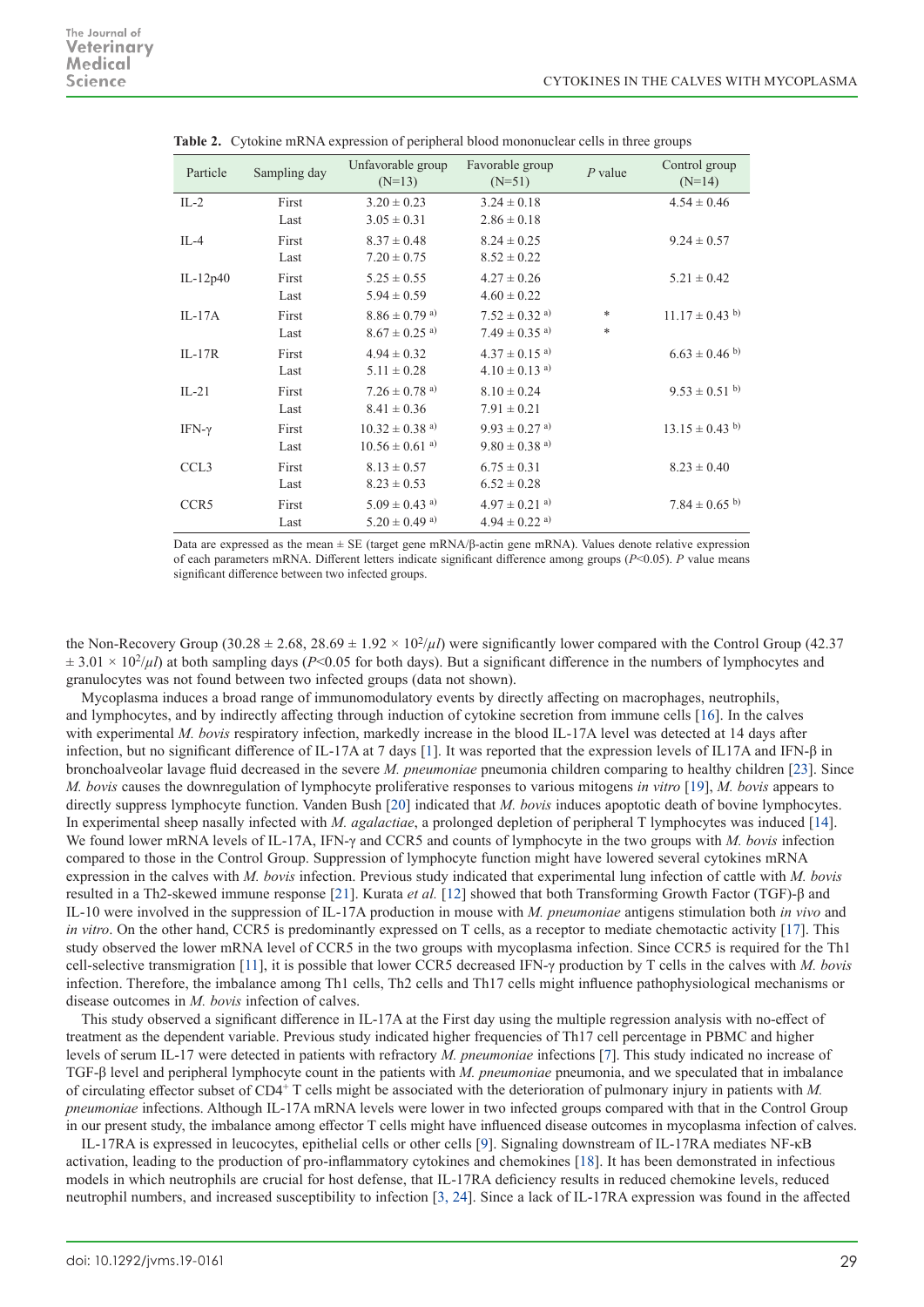**Table 2.** Cytokine mRNA expression of peripheral blood mononuclear cells in three groups

| Particle | Sampling day | Unfavorable group (N=13) | Favorable group (N=51) | $P$ value | Control group (N=14) |
|---|---|---|---|---|---|
| IL-2 | First | 3.20 ± 0.23 | 3.24 ± 0.18 | | 4.54 ± 0.46 |
| | Last | 3.05 ± 0.31 | 2.86 ± 0.18 | | |
| IL-4 | First | 8.37 ± 0.48 | 8.24 ± 0.25 | | 9.24 ± 0.57 |
| | Last | 7.20 ± 0.75 | 8.52 ± 0.22 | | |
| IL-12p40 | First | 5.25 ± 0.55 | 4.27 ± 0.26 | | 5.21 ± 0.42 |
| | Last | 5.94 ± 0.59 | 4.60 ± 0.22 | | |
| IL-17A | First | 8.86 ± 0.79 [a)] | 7.52 ± 0.32 [a)] | * | 11.17 ± 0.43 [b)] |
| | Last | 8.67 ± 0.25 [a)] | 7.49 ± 0.35 [a)] | * | |
| IL-17R | First | 4.94 ± 0.32 | 4.37 ± 0.15 [a)] | | 6.63 ± 0.46 [b)] |
| | Last | 5.11 ± 0.28 | 4.10 ± 0.13 [a)] | | |
| IL-21 | First | 7.26 ± 0.78 [a)] | 8.10 ± 0.24 | | 9.53 ± 0.51 [b)] |
| | Last | 8.41 ± 0.36 | 7.91 ± 0.21 | | |
| IFN-γ | First | 10.32 ± 0.38 [a)] | 9.93 ± 0.27 [a)] | | 13.15 ± 0.43 [b)] |
| | Last | 10.56 ± 0.61 [a)] | 9.80 ± 0.38 [a)] | | |
| CCL3 | First | 8.13 ± 0.57 | 6.75 ± 0.31 | | 8.23 ± 0.40 |
| | Last | 8.23 ± 0.53 | 6.52 ± 0.28 | | |
| CCR5 | First | 5.09 ± 0.43 [a)] | 4.97 ± 0.21 [a)] | | 7.84 ± 0.65 [b)] |
| | Last | 5.20 ± 0.49 [a)] | 4.94 ± 0.22 [a)] | | |

Data are expressed as the mean ± SE (target gene mRNA/β-actin gene mRNA). Values denote relative expression of each parameters mRNA. Different letters indicate significant difference among groups ($P$<0.05). $P$ value means significant difference between two infected groups.

the Non-Recovery Group (30.28 ± 2.68, 28.69 ± 1.92 × $10^2/\mu l$) were significantly lower compared with the Control Group (42.37 ± 3.01 × $10^2/\mu l$) at both sampling days ($P$<0.05 for both days). But a significant difference in the numbers of lymphocytes and granulocytes was not found between two infected groups (data not shown).

Mycoplasma induces a broad range of immunomodulatory events by directly affecting on macrophages, neutrophils, and lymphocytes, and by indirectly affecting through induction of cytokine secretion from immune cells [16]. In the calves with experimental *M. bovis* respiratory infection, markedly increase in the blood IL-17A level was detected at 14 days after infection, but no significant difference of IL-17A at 7 days [1]. It was reported that the expression levels of IL17A and IFN-β in bronchoalveolar lavage fluid decreased in the severe *M. pneumoniae* pneumonia children comparing to healthy children [23]. Since *M. bovis* causes the downregulation of lymphocyte proliferative responses to various mitogens *in vitro* [19], *M. bovis* appears to directly suppress lymphocyte function. Vanden Bush [20] indicated that *M. bovis* induces apoptotic death of bovine lymphocytes. In experimental sheep nasally infected with *M. agalactiae*, a prolonged depletion of peripheral T lymphocytes was induced [14]. We found lower mRNA levels of IL-17A, IFN-γ and CCR5 and counts of lymphocyte in the two groups with *M. bovis* infection compared to those in the Control Group. Suppression of lymphocyte function might have lowered several cytokines mRNA expression in the calves with *M. bovis* infection. Previous study indicated that experimental lung infection of cattle with *M. bovis* resulted in a Th2-skewed immune response [21]. Kurata *et al.* [12] showed that both Transforming Growth Factor (TGF)-β and IL-10 were involved in the suppression of IL-17A production in mouse with *M. pneumoniae* antigens stimulation both *in vivo* and *in vitro*. On the other hand, CCR5 is predominantly expressed on T cells, as a receptor to mediate chemotactic activity [17]. This study observed the lower mRNA level of CCR5 in the two groups with mycoplasma infection. Since CCR5 is required for the Th1 cell-selective transmigration [11], it is possible that lower CCR5 decreased IFN-γ production by T cells in the calves with *M. bovis* infection. Therefore, the imbalance among Th1 cells, Th2 cells and Th17 cells might influence pathophysiological mechanisms or disease outcomes in *M. bovis* infection of calves.

This study observed a significant difference in IL-17A at the First day using the multiple regression analysis with no-effect of treatment as the dependent variable. Previous study indicated higher frequencies of Th17 cell percentage in PBMC and higher levels of serum IL-17 were detected in patients with refractory *M. pneumoniae* infections [7]. This study indicated no increase of TGF-β level and peripheral lymphocyte count in the patients with *M. pneumoniae* pneumonia, and we speculated that in imbalance of circulating effector subset of $CD4^+$ T cells might be associated with the deterioration of pulmonary injury in patients with *M. pneumoniae* infections. Although IL-17A mRNA levels were lower in two infected groups compared with that in the Control Group in our present study, the imbalance among effector T cells might have influenced disease outcomes in mycoplasma infection of calves.

IL-17RA is expressed in leucocytes, epithelial cells or other cells [9]. Signaling downstream of IL-17RA mediates NF-κB activation, leading to the production of pro-inflammatory cytokines and chemokines [18]. It has been demonstrated in infectious models in which neutrophils are crucial for host defense, that IL-17RA deficiency results in reduced chemokine levels, reduced neutrophil numbers, and increased susceptibility to infection [3, 24]. Since a lack of IL-17RA expression was found in the affected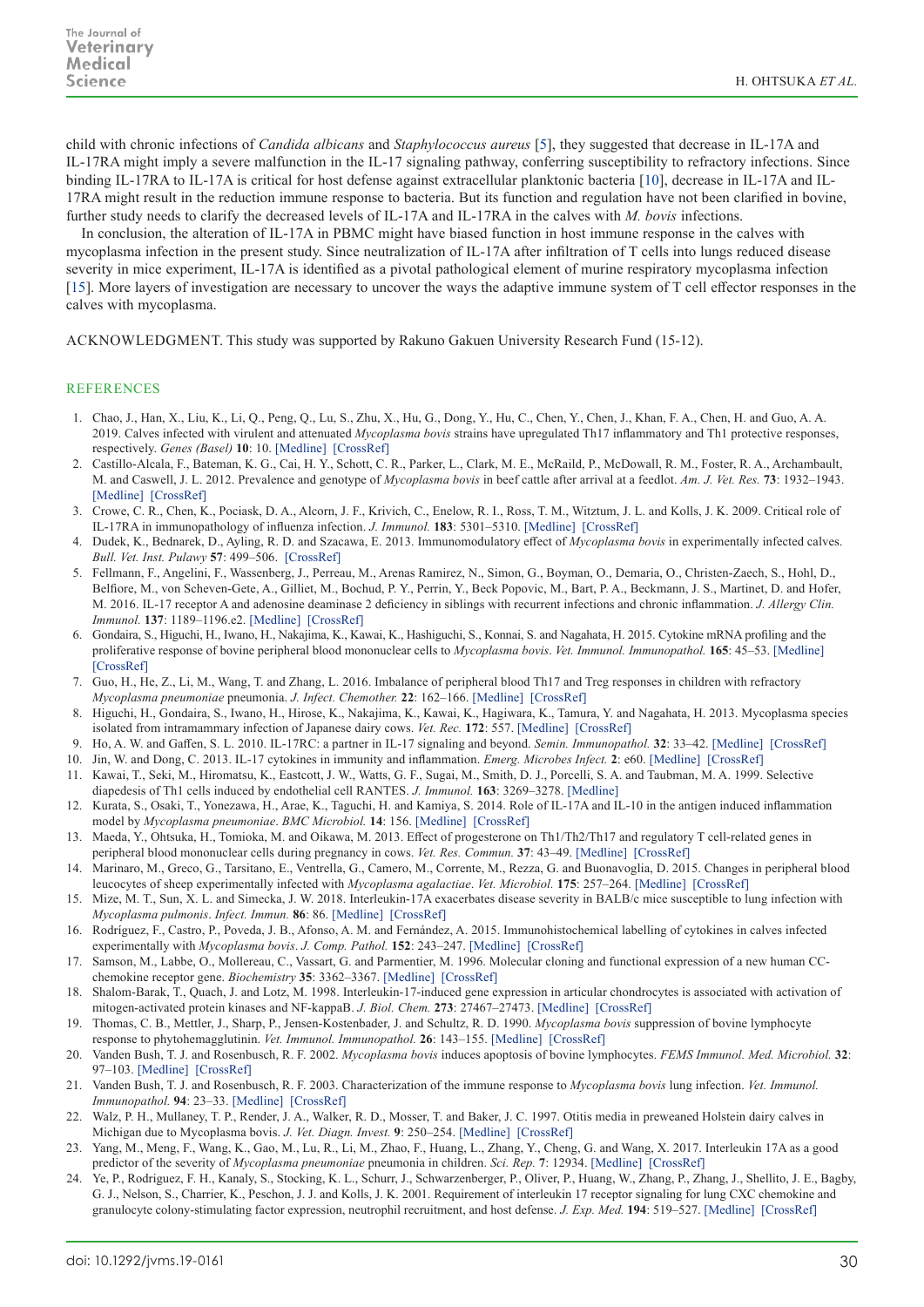child with chronic infections of *Candida albicans* and *Staphylococcus aureus* [5], they suggested that decrease in IL-17A and IL-17RA might imply a severe malfunction in the IL-17 signaling pathway, conferring susceptibility to refractory infections. Since binding IL-17RA to IL-17A is critical for host defense against extracellular planktonic bacteria [10], decrease in IL-17A and IL-17RA might result in the reduction immune response to bacteria. But its function and regulation have not been clarified in bovine, further study needs to clarify the decreased levels of IL-17A and IL-17RA in the calves with *M. bovis* infections.

In conclusion, the alteration of IL-17A in PBMC might have biased function in host immune response in the calves with mycoplasma infection in the present study. Since neutralization of IL-17A after infiltration of T cells into lungs reduced disease severity in mice experiment, IL-17A is identified as a pivotal pathological element of murine respiratory mycoplasma infection [15]. More layers of investigation are necessary to uncover the ways the adaptive immune system of T cell effector responses in the calves with mycoplasma.

ACKNOWLEDGMENT. This study was supported by Rakuno Gakuen University Research Fund (15-12).

## REFERENCES

1. Chao, J., Han, X., Liu, K., Li, Q., Peng, Q., Lu, S., Zhu, X., Hu, G., Dong, Y., Hu, C., Chen, Y., Chen, J., Khan, F. A., Chen, H. and Guo, A. A. 2019. Calves infected with virulent and attenuated *Mycoplasma bovis* strains have upregulated Th17 inflammatory and Th1 protective responses, respectively. *Genes (Basel)* **10**: 10. [Medline] [CrossRef]
2. Castillo-Alcala, F., Bateman, K. G., Cai, H. Y., Schott, C. R., Parker, L., Clark, M. E., McRaild, P., McDowall, R. M., Foster, R. A., Archambault, M. and Caswell, J. L. 2012. Prevalence and genotype of *Mycoplasma bovis* in beef cattle after arrival at a feedlot. *Am. J. Vet. Res.* **73**: 1932–1943. [Medline] [CrossRef]
3. Crowe, C. R., Chen, K., Pociask, D. A., Alcorn, J. F., Krivich, C., Enelow, R. I., Ross, T. M., Witztum, J. L. and Kolls, J. K. 2009. Critical role of IL-17RA in immunopathology of influenza infection. *J. Immunol.* **183**: 5301–5310. [Medline] [CrossRef]
4. Dudek, K., Bednarek, D., Ayling, R. D. and Szacawa, E. 2013. Immunomodulatory effect of *Mycoplasma bovis* in experimentally infected calves. *Bull. Vet. Inst. Pulawy* **57**: 499–506. [CrossRef]
5. Fellmann, F., Angelini, F., Wassenberg, J., Perreau, M., Arenas Ramirez, N., Simon, G., Boyman, O., Demaria, O., Christen-Zaech, S., Hohl, D., Belfiore, M., von Scheven-Gete, A., Gilliet, M., Bochud, P. Y., Perrin, Y., Beck Popovic, M., Bart, P. A., Beckmann, J. S., Martinet, D. and Hofer, M. 2016. IL-17 receptor A and adenosine deaminase 2 deficiency in siblings with recurrent infections and chronic inflammation. *J. Allergy Clin. Immunol.* **137**: 1189–1196.e2. [Medline] [CrossRef]
6. Gondaira, S., Higuchi, H., Iwano, H., Nakajima, K., Kawai, K., Hashiguchi, S., Konnai, S. and Nagahata, H. 2015. Cytokine mRNA profiling and the proliferative response of bovine peripheral blood mononuclear cells to *Mycoplasma bovis*. *Vet. Immunol. Immunopathol.* **165**: 45–53. [Medline] [CrossRef]
7. Guo, H., He, Z., Li, M., Wang, T. and Zhang, L. 2016. Imbalance of peripheral blood Th17 and Treg responses in children with refractory *Mycoplasma pneumoniae* pneumonia. *J. Infect. Chemother.* **22**: 162–166. [Medline] [CrossRef]
8. Higuchi, H., Gondaira, S., Iwano, H., Hirose, K., Nakajima, K., Kawai, K., Hagiwara, K., Tamura, Y. and Nagahata, H. 2013. Mycoplasma species isolated from intramammary infection of Japanese dairy cows. *Vet. Rec.* **172**: 557. [Medline] [CrossRef]
9. Ho, A. W. and Gaffen, S. L. 2010. IL-17RC: a partner in IL-17 signaling and beyond. *Semin. Immunopathol.* **32**: 33–42. [Medline] [CrossRef]
10. Jin, W. and Dong, C. 2013. IL-17 cytokines in immunity and inflammation. *Emerg. Microbes Infect.* **2**: e60. [Medline] [CrossRef]
11. Kawai, T., Seki, M., Hiromatsu, K., Eastcott, J. W., Watts, G. F., Sugai, M., Smith, D. J., Porcelli, S. A. and Taubman, M. A. 1999. Selective diapedesis of Th1 cells induced by endothelial cell RANTES. *J. Immunol.* **163**: 3269–3278. [Medline]
12. Kurata, S., Osaki, T., Yonezawa, H., Arae, K., Taguchi, H. and Kamiya, S. 2014. Role of IL-17A and IL-10 in the antigen induced inflammation model by *Mycoplasma pneumoniae*. *BMC Microbiol.* **14**: 156. [Medline] [CrossRef]
13. Maeda, Y., Ohtsuka, H., Tomioka, M. and Oikawa, M. 2013. Effect of progesterone on Th1/Th2/Th17 and regulatory T cell-related genes in peripheral blood mononuclear cells during pregnancy in cows. *Vet. Res. Commun.* **37**: 43–49. [Medline] [CrossRef]
14. Marinaro, M., Greco, G., Tarsitano, E., Ventrella, G., Camero, M., Corrente, M., Rezza, G. and Buonavoglia, D. 2015. Changes in peripheral blood leucocytes of sheep experimentally infected with *Mycoplasma agalactiae*. *Vet. Microbiol.* **175**: 257–264. [Medline] [CrossRef]
15. Mize, M. T., Sun, X. L. and Simecka, J. W. 2018. Interleukin-17A exacerbates disease severity in BALB/c mice susceptible to lung infection with *Mycoplasma pulmonis*. *Infect. Immun.* **86**: 86. [Medline] [CrossRef]
16. Rodríguez, F., Castro, P., Poveda, J. B., Afonso, A. M. and Fernández, A. 2015. Immunohistochemical labelling of cytokines in calves infected experimentally with *Mycoplasma bovis*. *J. Comp. Pathol.* **152**: 243–247. [Medline] [CrossRef]
17. Samson, M., Labbe, O., Mollereau, C., Vassart, G. and Parmentier, M. 1996. Molecular cloning and functional expression of a new human CC-chemokine receptor gene. *Biochemistry* **35**: 3362–3367. [Medline] [CrossRef]
18. Shalom-Barak, T., Quach, J. and Lotz, M. 1998. Interleukin-17-induced gene expression in articular chondrocytes is associated with activation of mitogen-activated protein kinases and NF-kappaB. *J. Biol. Chem.* **273**: 27467–27473. [Medline] [CrossRef]
19. Thomas, C. B., Mettler, J., Sharp, P., Jensen-Kostenbader, J. and Schultz, R. D. 1990. *Mycoplasma bovis* suppression of bovine lymphocyte response to phytohemagglutinin. *Vet. Immunol. Immunopathol.* **26**: 143–155. [Medline] [CrossRef]
20. Vanden Bush, T. J. and Rosenbusch, R. F. 2002. *Mycoplasma bovis* induces apoptosis of bovine lymphocytes. *FEMS Immunol. Med. Microbiol.* **32**: 97–103. [Medline] [CrossRef]
21. Vanden Bush, T. J. and Rosenbusch, R. F. 2003. Characterization of the immune response to *Mycoplasma bovis* lung infection. *Vet. Immunol. Immunopathol.* **94**: 23–33. [Medline] [CrossRef]
22. Walz, P. H., Mullaney, T. P., Render, J. A., Walker, R. D., Mosser, T. and Baker, J. C. 1997. Otitis media in preweaned Holstein dairy calves in Michigan due to Mycoplasma bovis. *J. Vet. Diagn. Invest.* **9**: 250–254. [Medline] [CrossRef]
23. Yang, M., Meng, F., Wang, K., Gao, M., Lu, R., Li, M., Zhao, F., Huang, L., Zhang, Y., Cheng, G. and Wang, X. 2017. Interleukin 17A as a good predictor of the severity of *Mycoplasma pneumoniae* pneumonia in children. *Sci. Rep.* **7**: 12934. [Medline] [CrossRef]
24. Ye, P., Rodriguez, F. H., Kanaly, S., Stocking, K. L., Schurr, J., Schwarzenberger, P., Oliver, P., Huang, W., Zhang, P., Zhang, J., Shellito, J. E., Bagby, G. J., Nelson, S., Charrier, K., Peschon, J. J. and Kolls, J. K. 2001. Requirement of interleukin 17 receptor signaling for lung CXC chemokine and granulocyte colony-stimulating factor expression, neutrophil recruitment, and host defense. *J. Exp. Med.* **194**: 519–527. [Medline] [CrossRef]